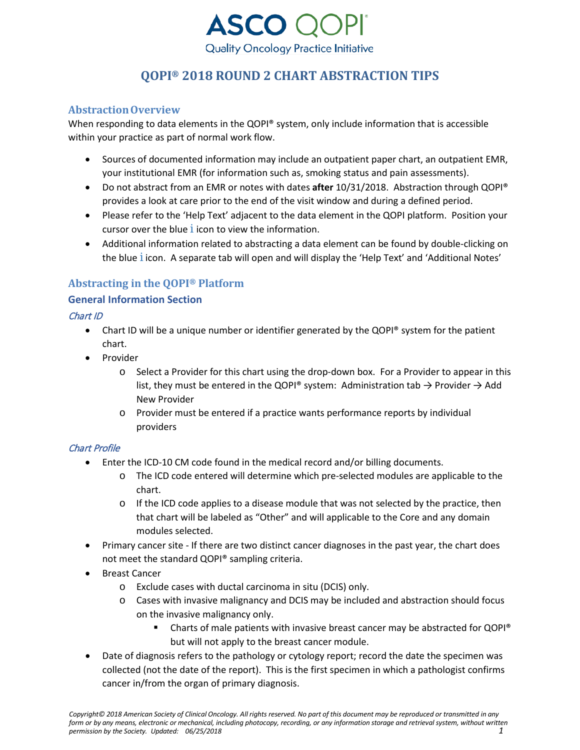# ASCO QOPI®

Quality Oncology Practice Initiative

# QOPI® 2018 ROUND 2 CHART ABSTRACTION TIPS

## Abstraction Overview

When responding to data elements in the QOPI® system, only include information that is accessible within your practice as part of normal work flow.

- Sources of documented information may include an outpatient paper chart, an outpatient EMR, your institutional EMR (for information such as, smoking status and pain assessments).
- Do not abstract from an EMR or notes with dates **after** 10/31/2018. Abstraction through QOPI® provides a look at care prior to the end of the visit window and during a defined period.
- Please refer to the 'Help Text' adjacent to the data element in the QOPI platform. Position your cursor over the blue i icon to view the information.
- Additional information related to abstracting a data element can be found by double-clicking on the blue i icon. A separate tab will open and will display the 'Help Text' and 'Additional Notes'

## Abstracting in the QOPI® Platform

### General Information Section

*Chart ID*

- Chart ID will be a unique number or identifier generated by the QOPI® system for the patient chart.
- Provider
  - Select a Provider for this chart using the drop-down box. For a Provider to appear in this list, they must be entered in the QOPI® system: Administration tab → Provider → Add New Provider
  - Provider must be entered if a practice wants performance reports by individual providers

*Chart Profile*

- Enter the ICD-10 CM code found in the medical record and/or billing documents.
  - The ICD code entered will determine which pre-selected modules are applicable to the chart.
  - If the ICD code applies to a disease module that was not selected by the practice, then that chart will be labeled as "Other" and will applicable to the Core and any domain modules selected.
- Primary cancer site - If there are two distinct cancer diagnoses in the past year, the chart does not meet the standard QOPI® sampling criteria.
- Breast Cancer
  - Exclude cases with ductal carcinoma in situ (DCIS) only.
  - Cases with invasive malignancy and DCIS may be included and abstraction should focus on the invasive malignancy only.
    - Charts of male patients with invasive breast cancer may be abstracted for QOPI® but will not apply to the breast cancer module.
- Date of diagnosis refers to the pathology or cytology report; record the date the specimen was collected (not the date of the report). This is the first specimen in which a pathologist confirms cancer in/from the organ of primary diagnosis.

*Copyright© 2018 American Society of Clinical Oncology. All rights reserved. No part of this document may be reproduced or transmitted in any form or by any means, electronic or mechanical, including photocopy, recording, or any information storage and retrieval system, without written permission by the Society. Updated: 06/25/2018*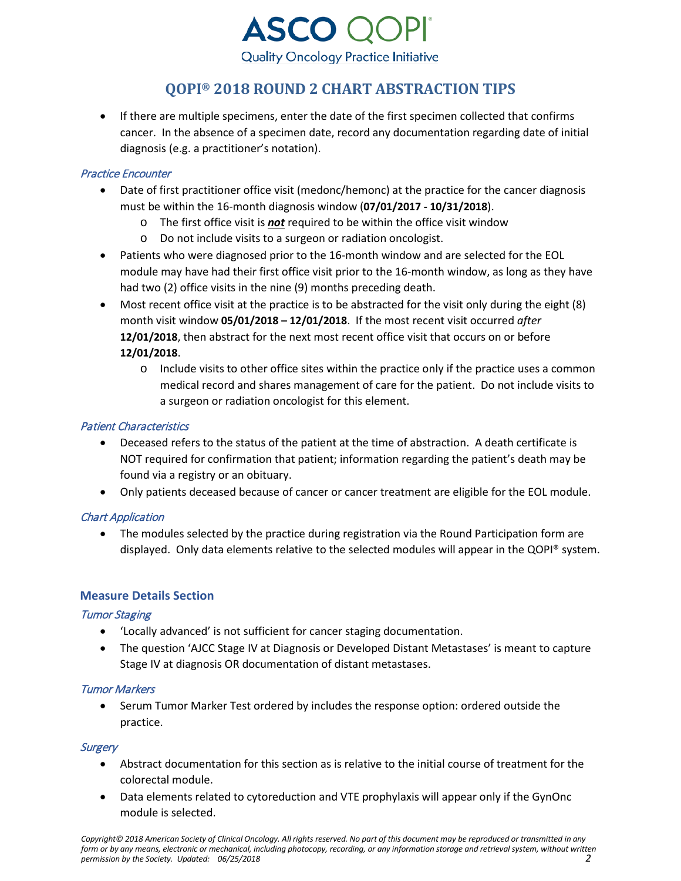- If there are multiple specimens, enter the date of the first specimen collected that confirms cancer. In the absence of a specimen date, record any documentation regarding date of initial diagnosis (e.g. a practitioner's notation).

*Practice Encounter*

- Date of first practitioner office visit (medonc/hemonc) at the practice for the cancer diagnosis must be within the 16-month diagnosis window (**07/01/2017 - 10/31/2018**).
  - The first office visit is ***not*** required to be within the office visit window
  - Do not include visits to a surgeon or radiation oncologist.
- Patients who were diagnosed prior to the 16-month window and are selected for the EOL module may have had their first office visit prior to the 16-month window, as long as they have had two (2) office visits in the nine (9) months preceding death.
- Most recent office visit at the practice is to be abstracted for the visit only during the eight (8) month visit window **05/01/2018 – 12/01/2018**. If the most recent visit occurred *after* **12/01/2018**, then abstract for the next most recent office visit that occurs on or before **12/01/2018**.
  - Include visits to other office sites within the practice only if the practice uses a common medical record and shares management of care for the patient. Do not include visits to a surgeon or radiation oncologist for this element.

*Patient Characteristics*

- Deceased refers to the status of the patient at the time of abstraction. A death certificate is NOT required for confirmation that patient; information regarding the patient's death may be found via a registry or an obituary.
- Only patients deceased because of cancer or cancer treatment are eligible for the EOL module.

*Chart Application*

- The modules selected by the practice during registration via the Round Participation form are displayed. Only data elements relative to the selected modules will appear in the QOPI® system.

## Measure Details Section

*Tumor Staging*

- 'Locally advanced' is not sufficient for cancer staging documentation.
- The question 'AJCC Stage IV at Diagnosis or Developed Distant Metastases' is meant to capture Stage IV at diagnosis OR documentation of distant metastases.

*Tumor Markers*

- Serum Tumor Marker Test ordered by includes the response option: ordered outside the practice.

*Surgery*

- Abstract documentation for this section as is relative to the initial course of treatment for the colorectal module.
- Data elements related to cytoreduction and VTE prophylaxis will appear only if the GynOnc module is selected.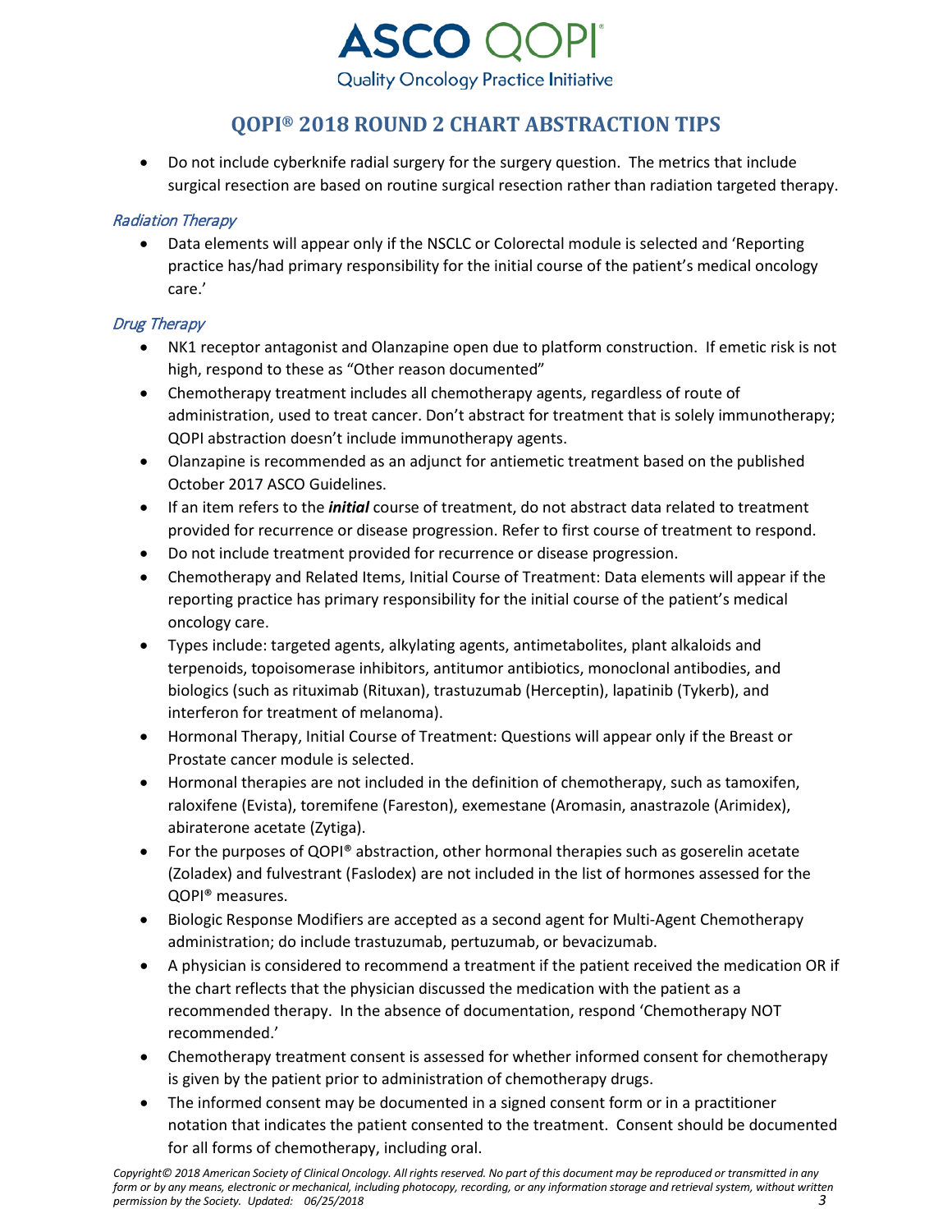# QOPI® 2018 ROUND 2 CHART ABSTRACTION TIPS

- Do not include cyberknife radial surgery for the surgery question. The metrics that include surgical resection are based on routine surgical resection rather than radiation targeted therapy.

### *Radiation Therapy*

- Data elements will appear only if the NSCLC or Colorectal module is selected and 'Reporting practice has/had primary responsibility for the initial course of the patient's medical oncology care.'

### *Drug Therapy*

- NK1 receptor antagonist and Olanzapine open due to platform construction. If emetic risk is not high, respond to these as "Other reason documented"
- Chemotherapy treatment includes all chemotherapy agents, regardless of route of administration, used to treat cancer. Don't abstract for treatment that is solely immunotherapy; QOPI abstraction doesn't include immunotherapy agents.
- Olanzapine is recommended as an adjunct for antiemetic treatment based on the published October 2017 ASCO Guidelines.
- If an item refers to the ***initial*** course of treatment, do not abstract data related to treatment provided for recurrence or disease progression. Refer to first course of treatment to respond.
- Do not include treatment provided for recurrence or disease progression.
- Chemotherapy and Related Items, Initial Course of Treatment: Data elements will appear if the reporting practice has primary responsibility for the initial course of the patient's medical oncology care.
- Types include: targeted agents, alkylating agents, antimetabolites, plant alkaloids and terpenoids, topoisomerase inhibitors, antitumor antibiotics, monoclonal antibodies, and biologics (such as rituximab (Rituxan), trastuzumab (Herceptin), lapatinib (Tykerb), and interferon for treatment of melanoma).
- Hormonal Therapy, Initial Course of Treatment: Questions will appear only if the Breast or Prostate cancer module is selected.
- Hormonal therapies are not included in the definition of chemotherapy, such as tamoxifen, raloxifene (Evista), toremifene (Fareston), exemestane (Aromasin, anastrazole (Arimidex), abiraterone acetate (Zytiga).
- For the purposes of QOPI® abstraction, other hormonal therapies such as goserelin acetate (Zoladex) and fulvestrant (Faslodex) are not included in the list of hormones assessed for the QOPI® measures.
- Biologic Response Modifiers are accepted as a second agent for Multi-Agent Chemotherapy administration; do include trastuzumab, pertuzumab, or bevacizumab.
- A physician is considered to recommend a treatment if the patient received the medication OR if the chart reflects that the physician discussed the medication with the patient as a recommended therapy. In the absence of documentation, respond 'Chemotherapy NOT recommended.'
- Chemotherapy treatment consent is assessed for whether informed consent for chemotherapy is given by the patient prior to administration of chemotherapy drugs.
- The informed consent may be documented in a signed consent form or in a practitioner notation that indicates the patient consented to the treatment. Consent should be documented for all forms of chemotherapy, including oral.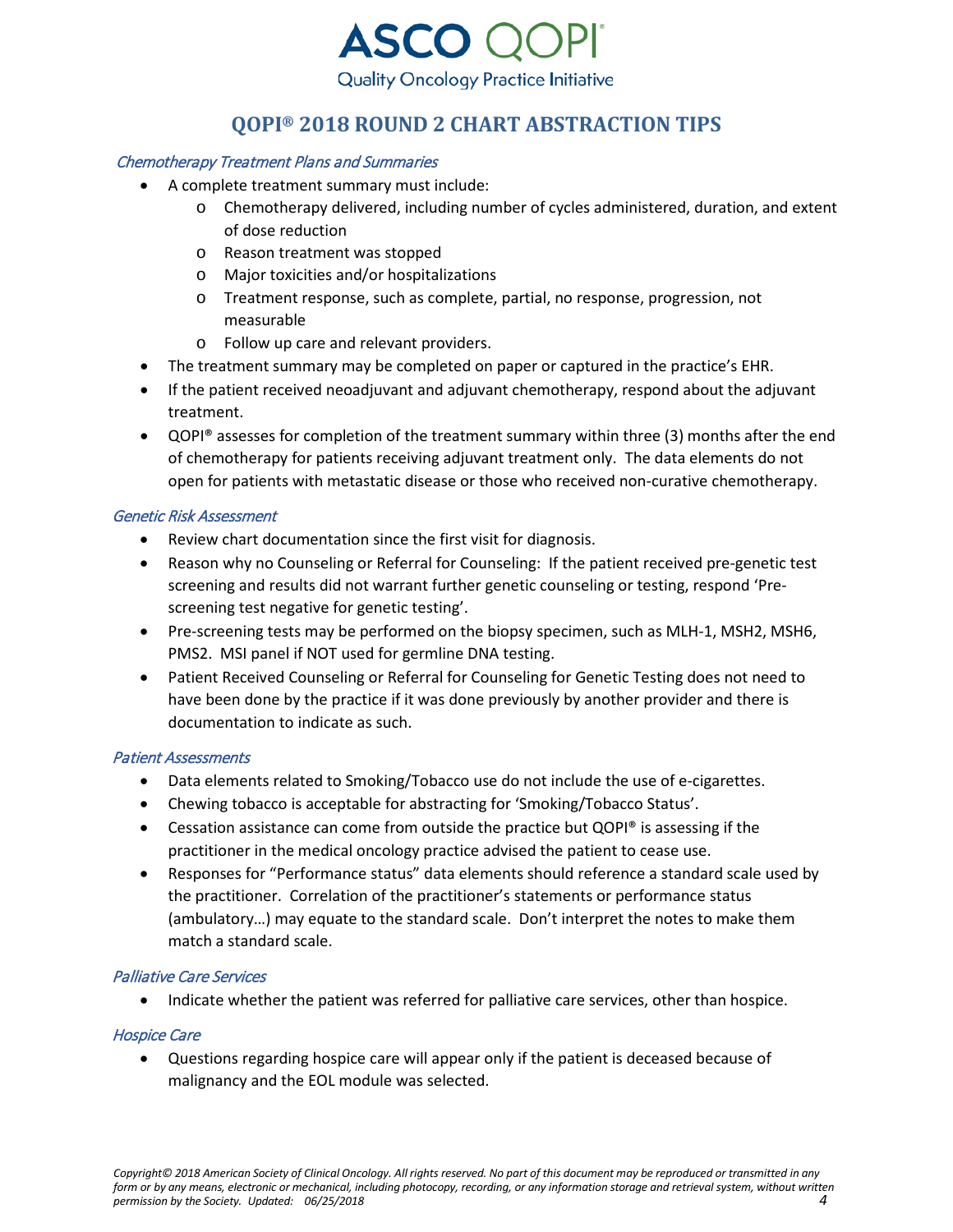# QOPI® 2018 ROUND 2 CHART ABSTRACTION TIPS

### *Chemotherapy Treatment Plans and Summaries*

- A complete treatment summary must include:
  - Chemotherapy delivered, including number of cycles administered, duration, and extent of dose reduction
  - Reason treatment was stopped
  - Major toxicities and/or hospitalizations
  - Treatment response, such as complete, partial, no response, progression, not measurable
  - Follow up care and relevant providers.
- The treatment summary may be completed on paper or captured in the practice's EHR.
- If the patient received neoadjuvant and adjuvant chemotherapy, respond about the adjuvant treatment.
- QOPI® assesses for completion of the treatment summary within three (3) months after the end of chemotherapy for patients receiving adjuvant treatment only. The data elements do not open for patients with metastatic disease or those who received non-curative chemotherapy.

### *Genetic Risk Assessment*

- Review chart documentation since the first visit for diagnosis.
- Reason why no Counseling or Referral for Counseling: If the patient received pre-genetic test screening and results did not warrant further genetic counseling or testing, respond 'Pre-screening test negative for genetic testing'.
- Pre-screening tests may be performed on the biopsy specimen, such as MLH-1, MSH2, MSH6, PMS2. MSI panel if NOT used for germline DNA testing.
- Patient Received Counseling or Referral for Counseling for Genetic Testing does not need to have been done by the practice if it was done previously by another provider and there is documentation to indicate as such.

### *Patient Assessments*

- Data elements related to Smoking/Tobacco use do not include the use of e-cigarettes.
- Chewing tobacco is acceptable for abstracting for 'Smoking/Tobacco Status'.
- Cessation assistance can come from outside the practice but QOPI® is assessing if the practitioner in the medical oncology practice advised the patient to cease use.
- Responses for "Performance status" data elements should reference a standard scale used by the practitioner. Correlation of the practitioner's statements or performance status (ambulatory…) may equate to the standard scale. Don't interpret the notes to make them match a standard scale.

### *Palliative Care Services*

- Indicate whether the patient was referred for palliative care services, other than hospice.

### *Hospice Care*

- Questions regarding hospice care will appear only if the patient is deceased because of malignancy and the EOL module was selected.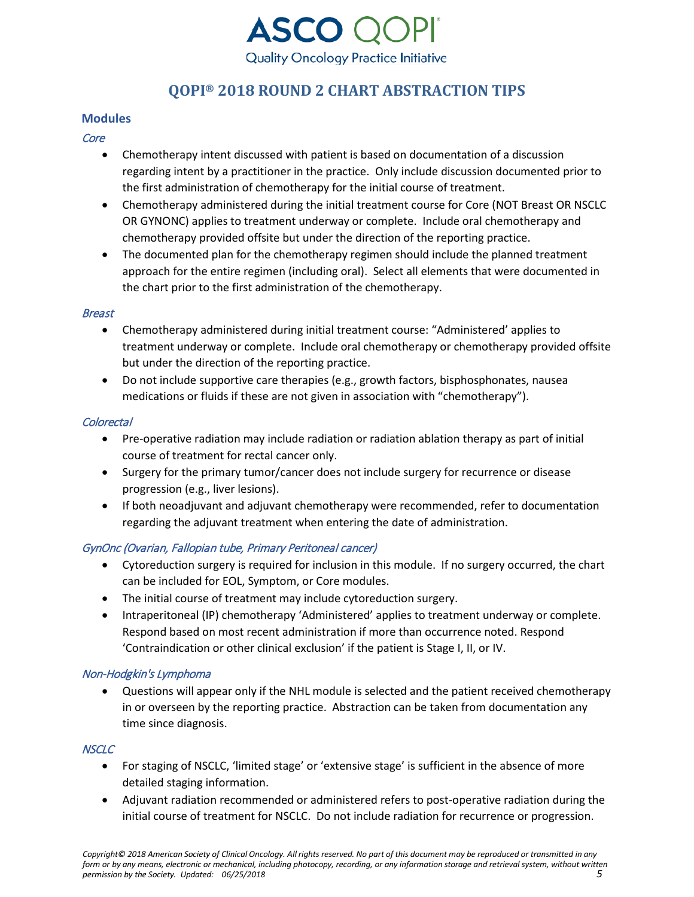# QOPI® 2018 ROUND 2 CHART ABSTRACTION TIPS

## Modules

### *Core*

- Chemotherapy intent discussed with patient is based on documentation of a discussion regarding intent by a practitioner in the practice. Only include discussion documented prior to the first administration of chemotherapy for the initial course of treatment.
- Chemotherapy administered during the initial treatment course for Core (NOT Breast OR NSCLC OR GYNONC) applies to treatment underway or complete. Include oral chemotherapy and chemotherapy provided offsite but under the direction of the reporting practice.
- The documented plan for the chemotherapy regimen should include the planned treatment approach for the entire regimen (including oral). Select all elements that were documented in the chart prior to the first administration of the chemotherapy.

### *Breast*

- Chemotherapy administered during initial treatment course: "Administered' applies to treatment underway or complete. Include oral chemotherapy or chemotherapy provided offsite but under the direction of the reporting practice.
- Do not include supportive care therapies (e.g., growth factors, bisphosphonates, nausea medications or fluids if these are not given in association with "chemotherapy").

### *Colorectal*

- Pre-operative radiation may include radiation or radiation ablation therapy as part of initial course of treatment for rectal cancer only.
- Surgery for the primary tumor/cancer does not include surgery for recurrence or disease progression (e.g., liver lesions).
- If both neoadjuvant and adjuvant chemotherapy were recommended, refer to documentation regarding the adjuvant treatment when entering the date of administration.

### *GynOnc (Ovarian, Fallopian tube, Primary Peritoneal cancer)*

- Cytoreduction surgery is required for inclusion in this module. If no surgery occurred, the chart can be included for EOL, Symptom, or Core modules.
- The initial course of treatment may include cytoreduction surgery.
- Intraperitoneal (IP) chemotherapy 'Administered' applies to treatment underway or complete. Respond based on most recent administration if more than occurrence noted. Respond 'Contraindication or other clinical exclusion' if the patient is Stage I, II, or IV.

### *Non-Hodgkin's Lymphoma*

- Questions will appear only if the NHL module is selected and the patient received chemotherapy in or overseen by the reporting practice. Abstraction can be taken from documentation any time since diagnosis.

### *NSCLC*

- For staging of NSCLC, 'limited stage' or 'extensive stage' is sufficient in the absence of more detailed staging information.
- Adjuvant radiation recommended or administered refers to post-operative radiation during the initial course of treatment for NSCLC. Do not include radiation for recurrence or progression.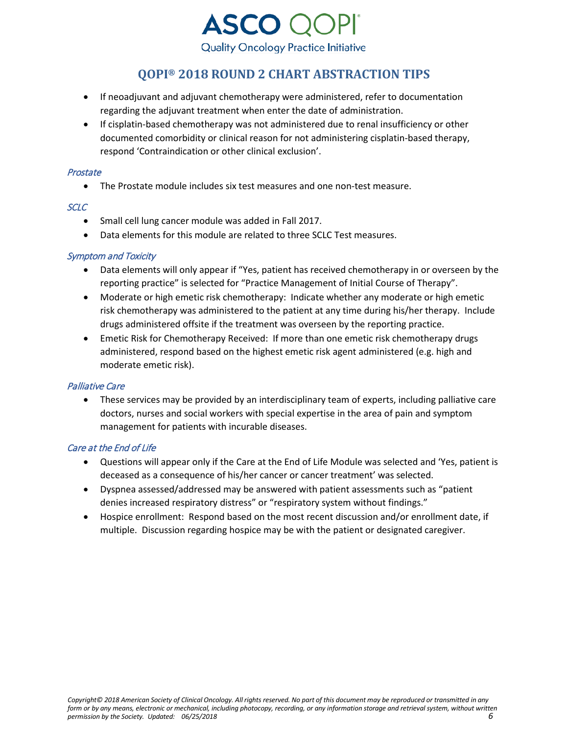- If neoadjuvant and adjuvant chemotherapy were administered, refer to documentation regarding the adjuvant treatment when enter the date of administration.
- If cisplatin-based chemotherapy was not administered due to renal insufficiency or other documented comorbidity or clinical reason for not administering cisplatin-based therapy, respond 'Contraindication or other clinical exclusion'.

### *Prostate*

- The Prostate module includes six test measures and one non-test measure.

### *SCLC*

- Small cell lung cancer module was added in Fall 2017.
- Data elements for this module are related to three SCLC Test measures.

### *Symptom and Toxicity*

- Data elements will only appear if "Yes, patient has received chemotherapy in or overseen by the reporting practice" is selected for "Practice Management of Initial Course of Therapy".
- Moderate or high emetic risk chemotherapy: Indicate whether any moderate or high emetic risk chemotherapy was administered to the patient at any time during his/her therapy. Include drugs administered offsite if the treatment was overseen by the reporting practice.
- Emetic Risk for Chemotherapy Received: If more than one emetic risk chemotherapy drugs administered, respond based on the highest emetic risk agent administered (e.g. high and moderate emetic risk).

### *Palliative Care*

- These services may be provided by an interdisciplinary team of experts, including palliative care doctors, nurses and social workers with special expertise in the area of pain and symptom management for patients with incurable diseases.

### *Care at the End of Life*

- Questions will appear only if the Care at the End of Life Module was selected and 'Yes, patient is deceased as a consequence of his/her cancer or cancer treatment' was selected.
- Dyspnea assessed/addressed may be answered with patient assessments such as "patient denies increased respiratory distress" or "respiratory system without findings."
- Hospice enrollment: Respond based on the most recent discussion and/or enrollment date, if multiple. Discussion regarding hospice may be with the patient or designated caregiver.